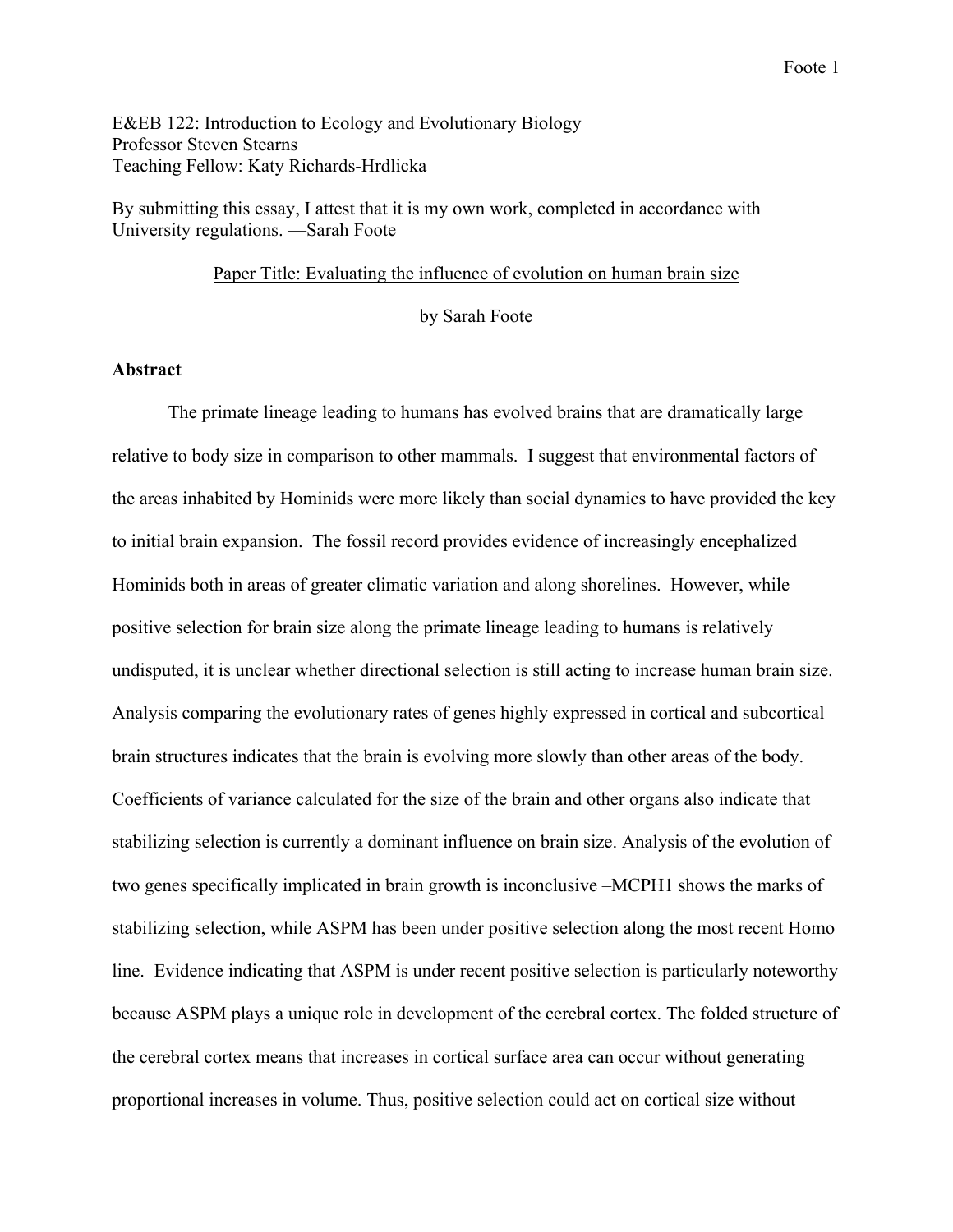E&EB 122: Introduction to Ecology and Evolutionary Biology
Professor Steven Stearns
Teaching Fellow: Katy Richards-Hrdlicka

By submitting this essay, I attest that it is my own work, completed in accordance with University regulations. —Sarah Foote

Paper Title: Evaluating the influence of evolution on human brain size

by Sarah Foote

**Abstract**

The primate lineage leading to humans has evolved brains that are dramatically large relative to body size in comparison to other mammals. I suggest that environmental factors of the areas inhabited by Hominids were more likely than social dynamics to have provided the key to initial brain expansion. The fossil record provides evidence of increasingly encephalized Hominids both in areas of greater climatic variation and along shorelines. However, while positive selection for brain size along the primate lineage leading to humans is relatively undisputed, it is unclear whether directional selection is still acting to increase human brain size. Analysis comparing the evolutionary rates of genes highly expressed in cortical and subcortical brain structures indicates that the brain is evolving more slowly than other areas of the body. Coefficients of variance calculated for the size of the brain and other organs also indicate that stabilizing selection is currently a dominant influence on brain size. Analysis of the evolution of two genes specifically implicated in brain growth is inconclusive –MCPH1 shows the marks of stabilizing selection, while ASPM has been under positive selection along the most recent Homo line. Evidence indicating that ASPM is under recent positive selection is particularly noteworthy because ASPM plays a unique role in development of the cerebral cortex. The folded structure of the cerebral cortex means that increases in cortical surface area can occur without generating proportional increases in volume. Thus, positive selection could act on cortical size without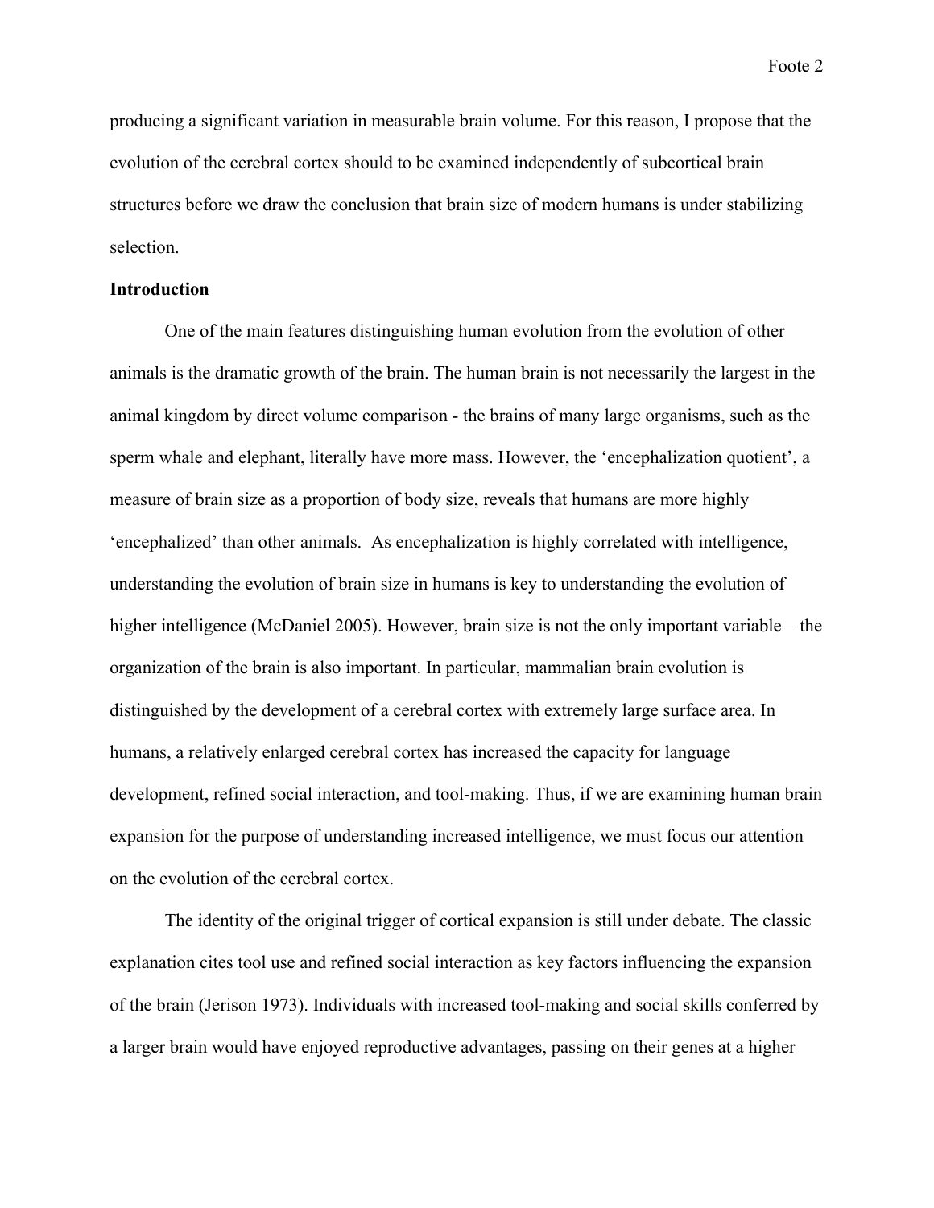producing a significant variation in measurable brain volume. For this reason, I propose that the evolution of the cerebral cortex should to be examined independently of subcortical brain structures before we draw the conclusion that brain size of modern humans is under stabilizing selection.

**Introduction**

One of the main features distinguishing human evolution from the evolution of other animals is the dramatic growth of the brain. The human brain is not necessarily the largest in the animal kingdom by direct volume comparison - the brains of many large organisms, such as the sperm whale and elephant, literally have more mass. However, the 'encephalization quotient', a measure of brain size as a proportion of body size, reveals that humans are more highly 'encephalized' than other animals. As encephalization is highly correlated with intelligence, understanding the evolution of brain size in humans is key to understanding the evolution of higher intelligence (McDaniel 2005). However, brain size is not the only important variable – the organization of the brain is also important. In particular, mammalian brain evolution is distinguished by the development of a cerebral cortex with extremely large surface area. In humans, a relatively enlarged cerebral cortex has increased the capacity for language development, refined social interaction, and tool-making. Thus, if we are examining human brain expansion for the purpose of understanding increased intelligence, we must focus our attention on the evolution of the cerebral cortex.

The identity of the original trigger of cortical expansion is still under debate. The classic explanation cites tool use and refined social interaction as key factors influencing the expansion of the brain (Jerison 1973). Individuals with increased tool-making and social skills conferred by a larger brain would have enjoyed reproductive advantages, passing on their genes at a higher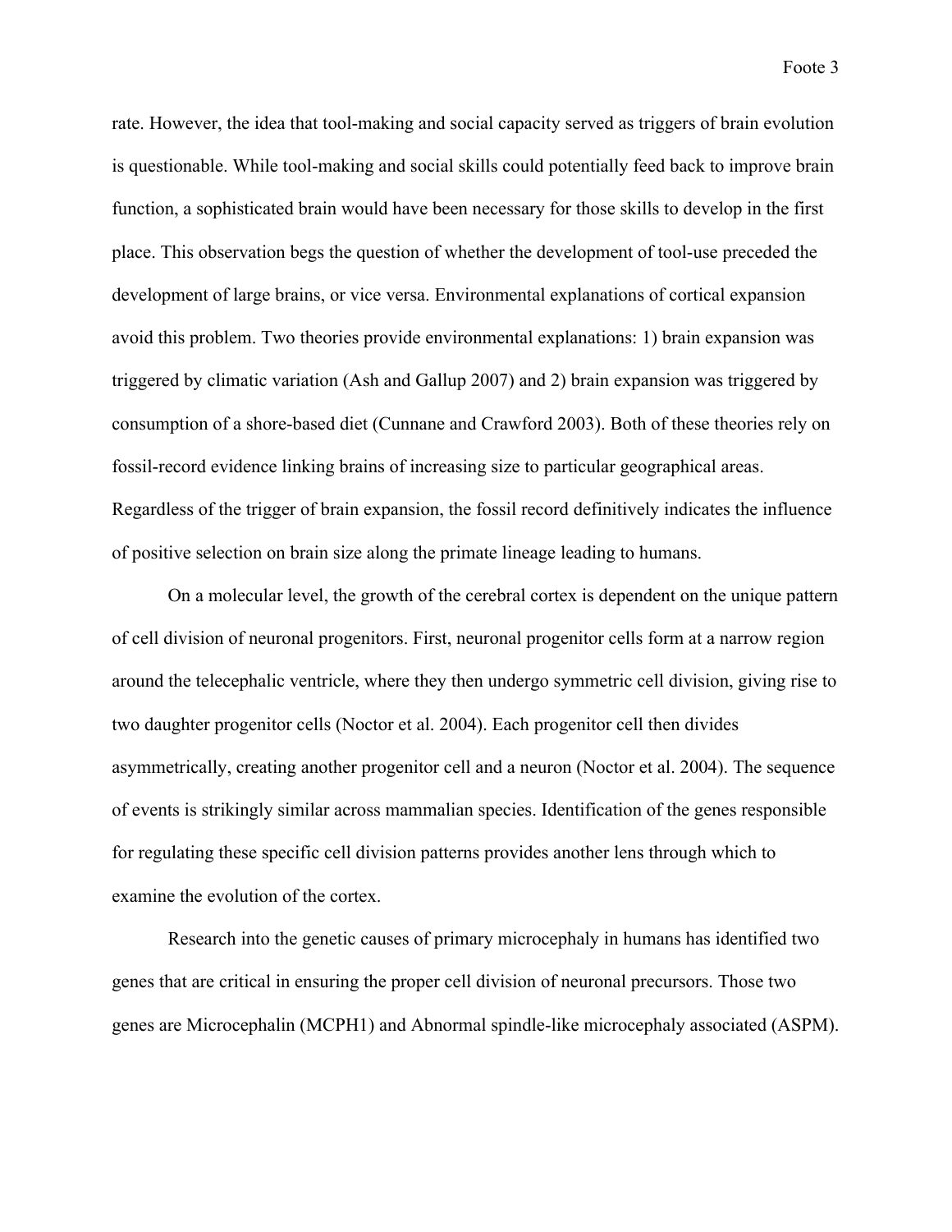rate. However, the idea that tool-making and social capacity served as triggers of brain evolution is questionable. While tool-making and social skills could potentially feed back to improve brain function, a sophisticated brain would have been necessary for those skills to develop in the first place. This observation begs the question of whether the development of tool-use preceded the development of large brains, or vice versa. Environmental explanations of cortical expansion avoid this problem. Two theories provide environmental explanations: 1) brain expansion was triggered by climatic variation (Ash and Gallup 2007) and 2) brain expansion was triggered by consumption of a shore-based diet (Cunnane and Crawford 2003). Both of these theories rely on fossil-record evidence linking brains of increasing size to particular geographical areas. Regardless of the trigger of brain expansion, the fossil record definitively indicates the influence of positive selection on brain size along the primate lineage leading to humans.

On a molecular level, the growth of the cerebral cortex is dependent on the unique pattern of cell division of neuronal progenitors. First, neuronal progenitor cells form at a narrow region around the telecephalic ventricle, where they then undergo symmetric cell division, giving rise to two daughter progenitor cells (Noctor et al. 2004). Each progenitor cell then divides asymmetrically, creating another progenitor cell and a neuron (Noctor et al. 2004). The sequence of events is strikingly similar across mammalian species. Identification of the genes responsible for regulating these specific cell division patterns provides another lens through which to examine the evolution of the cortex.

Research into the genetic causes of primary microcephaly in humans has identified two genes that are critical in ensuring the proper cell division of neuronal precursors. Those two genes are Microcephalin (MCPH1) and Abnormal spindle-like microcephaly associated (ASPM).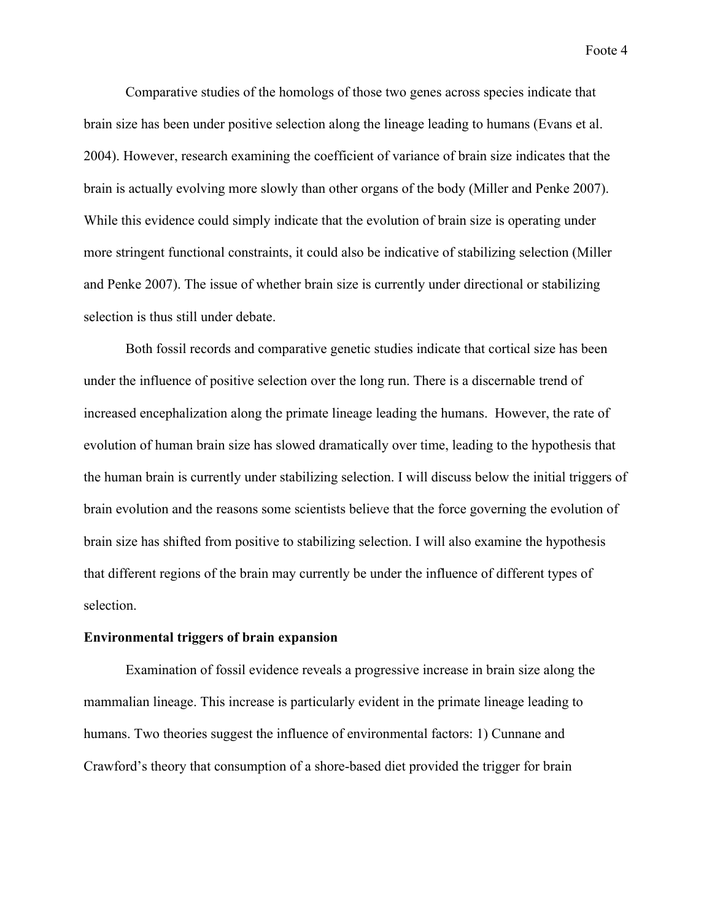Comparative studies of the homologs of those two genes across species indicate that brain size has been under positive selection along the lineage leading to humans (Evans et al. 2004). However, research examining the coefficient of variance of brain size indicates that the brain is actually evolving more slowly than other organs of the body (Miller and Penke 2007). While this evidence could simply indicate that the evolution of brain size is operating under more stringent functional constraints, it could also be indicative of stabilizing selection (Miller and Penke 2007). The issue of whether brain size is currently under directional or stabilizing selection is thus still under debate.

Both fossil records and comparative genetic studies indicate that cortical size has been under the influence of positive selection over the long run. There is a discernable trend of increased encephalization along the primate lineage leading the humans.  However, the rate of evolution of human brain size has slowed dramatically over time, leading to the hypothesis that the human brain is currently under stabilizing selection. I will discuss below the initial triggers of brain evolution and the reasons some scientists believe that the force governing the evolution of brain size has shifted from positive to stabilizing selection. I will also examine the hypothesis that different regions of the brain may currently be under the influence of different types of selection.

**Environmental triggers of brain expansion**

Examination of fossil evidence reveals a progressive increase in brain size along the mammalian lineage. This increase is particularly evident in the primate lineage leading to humans. Two theories suggest the influence of environmental factors: 1) Cunnane and Crawford's theory that consumption of a shore-based diet provided the trigger for brain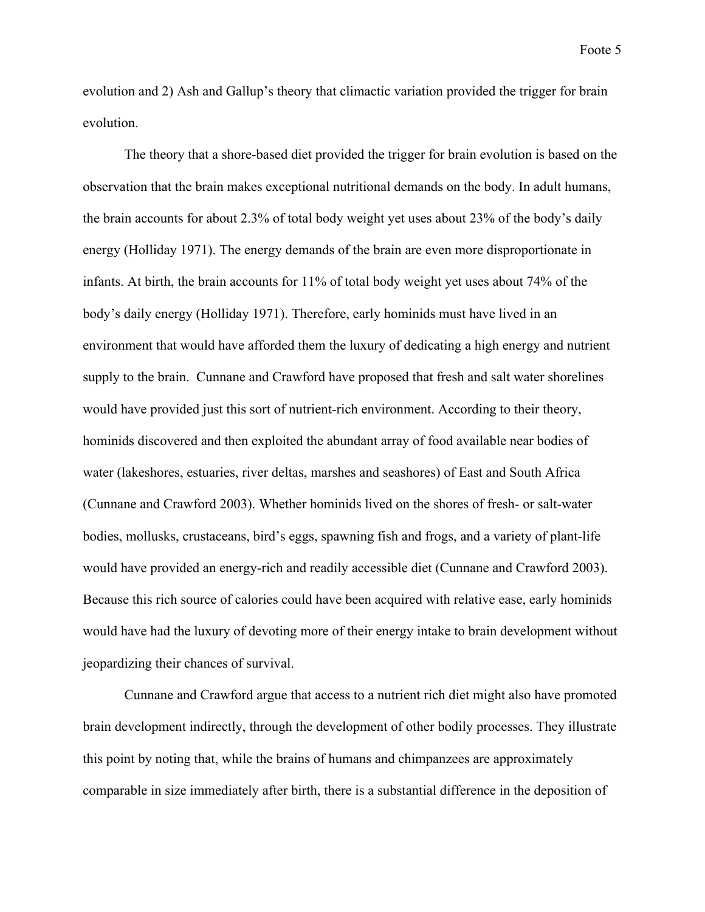evolution and 2) Ash and Gallup's theory that climactic variation provided the trigger for brain evolution.

The theory that a shore-based diet provided the trigger for brain evolution is based on the observation that the brain makes exceptional nutritional demands on the body. In adult humans, the brain accounts for about 2.3% of total body weight yet uses about 23% of the body's daily energy (Holliday 1971). The energy demands of the brain are even more disproportionate in infants. At birth, the brain accounts for 11% of total body weight yet uses about 74% of the body's daily energy (Holliday 1971). Therefore, early hominids must have lived in an environment that would have afforded them the luxury of dedicating a high energy and nutrient supply to the brain. Cunnane and Crawford have proposed that fresh and salt water shorelines would have provided just this sort of nutrient-rich environment. According to their theory, hominids discovered and then exploited the abundant array of food available near bodies of water (lakeshores, estuaries, river deltas, marshes and seashores) of East and South Africa (Cunnane and Crawford 2003). Whether hominids lived on the shores of fresh- or salt-water bodies, mollusks, crustaceans, bird's eggs, spawning fish and frogs, and a variety of plant-life would have provided an energy-rich and readily accessible diet (Cunnane and Crawford 2003). Because this rich source of calories could have been acquired with relative ease, early hominids would have had the luxury of devoting more of their energy intake to brain development without jeopardizing their chances of survival.

Cunnane and Crawford argue that access to a nutrient rich diet might also have promoted brain development indirectly, through the development of other bodily processes. They illustrate this point by noting that, while the brains of humans and chimpanzees are approximately comparable in size immediately after birth, there is a substantial difference in the deposition of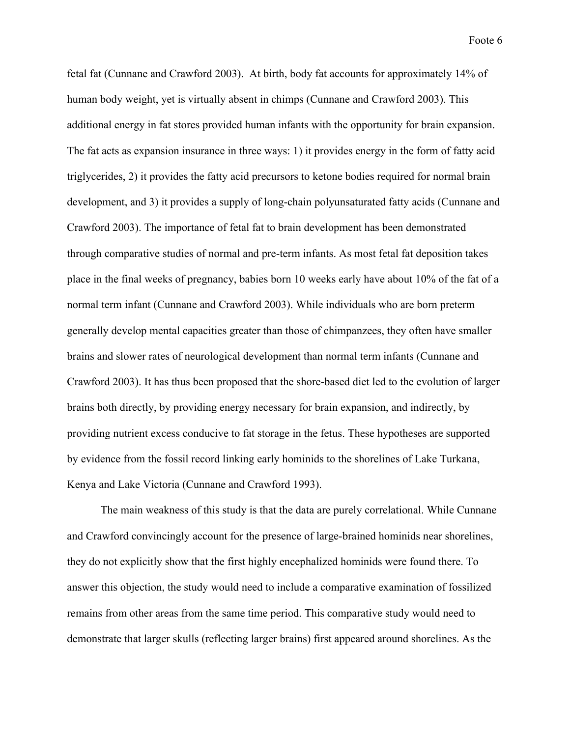fetal fat (Cunnane and Crawford 2003). At birth, body fat accounts for approximately 14% of human body weight, yet is virtually absent in chimps (Cunnane and Crawford 2003). This additional energy in fat stores provided human infants with the opportunity for brain expansion. The fat acts as expansion insurance in three ways: 1) it provides energy in the form of fatty acid triglycerides, 2) it provides the fatty acid precursors to ketone bodies required for normal brain development, and 3) it provides a supply of long-chain polyunsaturated fatty acids (Cunnane and Crawford 2003). The importance of fetal fat to brain development has been demonstrated through comparative studies of normal and pre-term infants. As most fetal fat deposition takes place in the final weeks of pregnancy, babies born 10 weeks early have about 10% of the fat of a normal term infant (Cunnane and Crawford 2003). While individuals who are born preterm generally develop mental capacities greater than those of chimpanzees, they often have smaller brains and slower rates of neurological development than normal term infants (Cunnane and Crawford 2003). It has thus been proposed that the shore-based diet led to the evolution of larger brains both directly, by providing energy necessary for brain expansion, and indirectly, by providing nutrient excess conducive to fat storage in the fetus. These hypotheses are supported by evidence from the fossil record linking early hominids to the shorelines of Lake Turkana, Kenya and Lake Victoria (Cunnane and Crawford 1993).

The main weakness of this study is that the data are purely correlational. While Cunnane and Crawford convincingly account for the presence of large-brained hominids near shorelines, they do not explicitly show that the first highly encephalized hominids were found there. To answer this objection, the study would need to include a comparative examination of fossilized remains from other areas from the same time period. This comparative study would need to demonstrate that larger skulls (reflecting larger brains) first appeared around shorelines. As the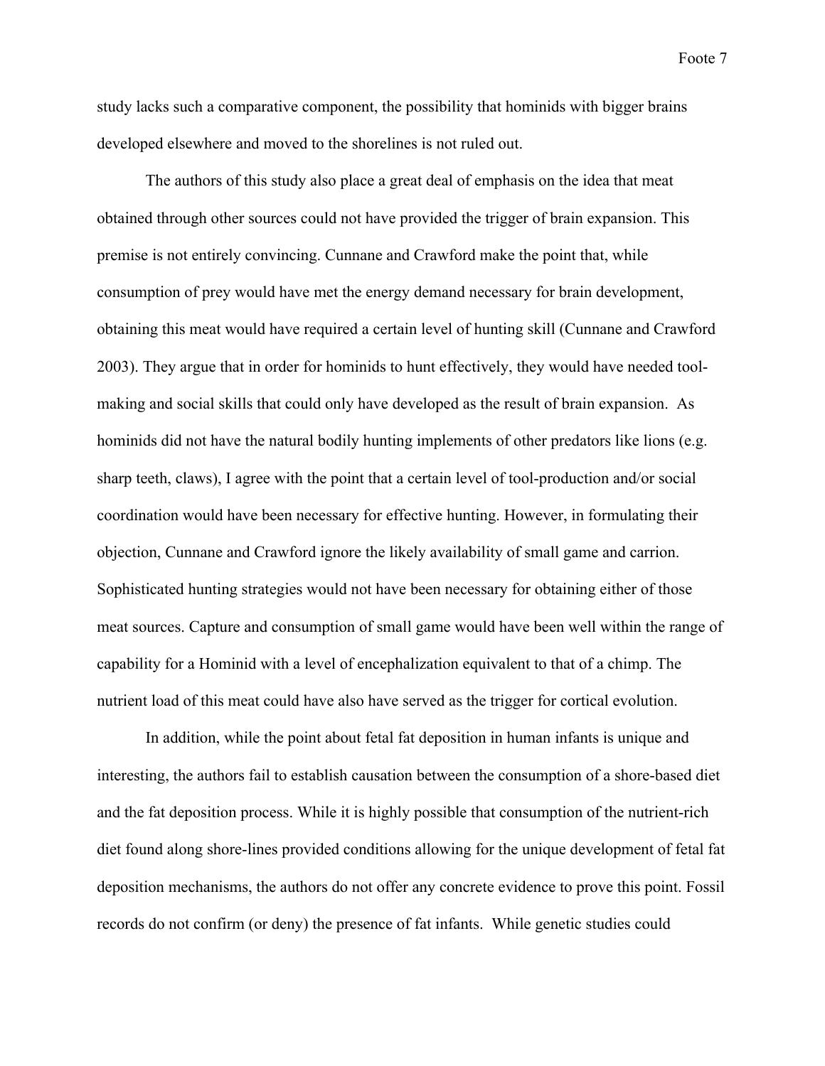study lacks such a comparative component, the possibility that hominids with bigger brains developed elsewhere and moved to the shorelines is not ruled out.

The authors of this study also place a great deal of emphasis on the idea that meat obtained through other sources could not have provided the trigger of brain expansion. This premise is not entirely convincing. Cunnane and Crawford make the point that, while consumption of prey would have met the energy demand necessary for brain development, obtaining this meat would have required a certain level of hunting skill (Cunnane and Crawford 2003). They argue that in order for hominids to hunt effectively, they would have needed tool-making and social skills that could only have developed as the result of brain expansion.  As hominids did not have the natural bodily hunting implements of other predators like lions (e.g. sharp teeth, claws), I agree with the point that a certain level of tool-production and/or social coordination would have been necessary for effective hunting. However, in formulating their objection, Cunnane and Crawford ignore the likely availability of small game and carrion. Sophisticated hunting strategies would not have been necessary for obtaining either of those meat sources. Capture and consumption of small game would have been well within the range of capability for a Hominid with a level of encephalization equivalent to that of a chimp. The nutrient load of this meat could have also have served as the trigger for cortical evolution.

In addition, while the point about fetal fat deposition in human infants is unique and interesting, the authors fail to establish causation between the consumption of a shore-based diet and the fat deposition process. While it is highly possible that consumption of the nutrient-rich diet found along shore-lines provided conditions allowing for the unique development of fetal fat deposition mechanisms, the authors do not offer any concrete evidence to prove this point. Fossil records do not confirm (or deny) the presence of fat infants.  While genetic studies could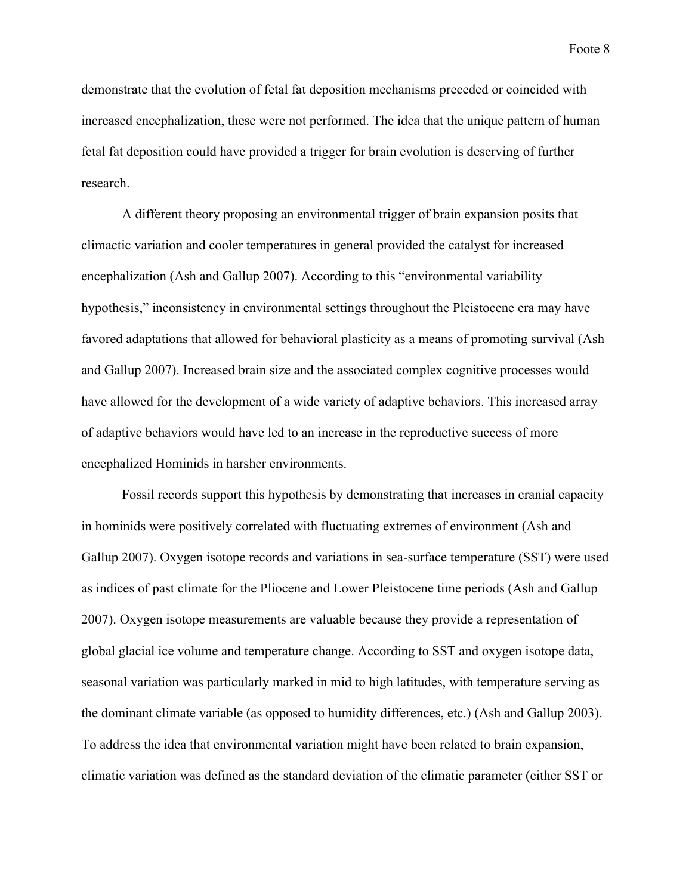demonstrate that the evolution of fetal fat deposition mechanisms preceded or coincided with increased encephalization, these were not performed. The idea that the unique pattern of human fetal fat deposition could have provided a trigger for brain evolution is deserving of further research.

A different theory proposing an environmental trigger of brain expansion posits that climactic variation and cooler temperatures in general provided the catalyst for increased encephalization (Ash and Gallup 2007). According to this "environmental variability hypothesis," inconsistency in environmental settings throughout the Pleistocene era may have favored adaptations that allowed for behavioral plasticity as a means of promoting survival (Ash and Gallup 2007). Increased brain size and the associated complex cognitive processes would have allowed for the development of a wide variety of adaptive behaviors. This increased array of adaptive behaviors would have led to an increase in the reproductive success of more encephalized Hominids in harsher environments.

Fossil records support this hypothesis by demonstrating that increases in cranial capacity in hominids were positively correlated with fluctuating extremes of environment (Ash and Gallup 2007). Oxygen isotope records and variations in sea-surface temperature (SST) were used as indices of past climate for the Pliocene and Lower Pleistocene time periods (Ash and Gallup 2007). Oxygen isotope measurements are valuable because they provide a representation of global glacial ice volume and temperature change. According to SST and oxygen isotope data, seasonal variation was particularly marked in mid to high latitudes, with temperature serving as the dominant climate variable (as opposed to humidity differences, etc.) (Ash and Gallup 2003). To address the idea that environmental variation might have been related to brain expansion, climatic variation was defined as the standard deviation of the climatic parameter (either SST or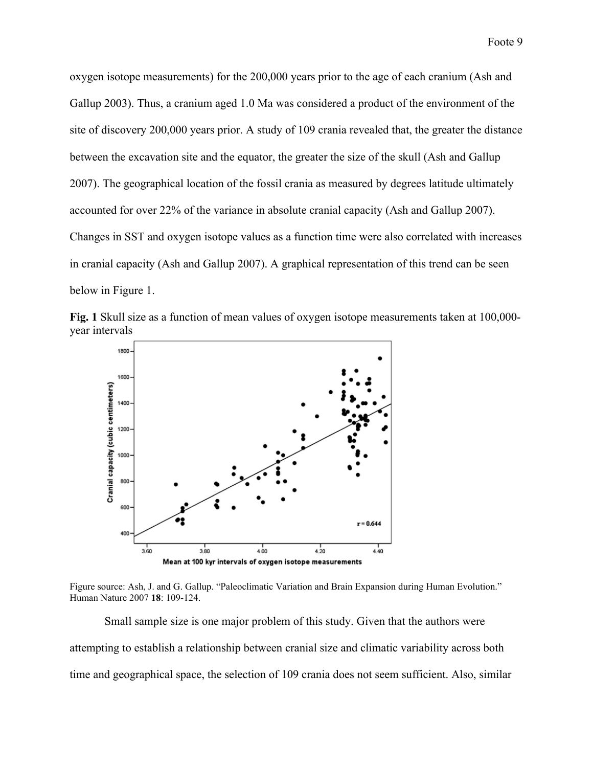oxygen isotope measurements) for the 200,000 years prior to the age of each cranium (Ash and Gallup 2003). Thus, a cranium aged 1.0 Ma was considered a product of the environment of the site of discovery 200,000 years prior. A study of 109 crania revealed that, the greater the distance between the excavation site and the equator, the greater the size of the skull (Ash and Gallup 2007). The geographical location of the fossil crania as measured by degrees latitude ultimately accounted for over 22% of the variance in absolute cranial capacity (Ash and Gallup 2007). Changes in SST and oxygen isotope values as a function time were also correlated with increases in cranial capacity (Ash and Gallup 2007). A graphical representation of this trend can be seen below in Figure 1.

**Fig. 1** Skull size as a function of mean values of oxygen isotope measurements taken at 100,000-year intervals

Figure source: Ash, J. and G. Gallup. "Paleoclimatic Variation and Brain Expansion during Human Evolution." Human Nature 2007 **18**: 109-124.

Small sample size is one major problem of this study. Given that the authors were attempting to establish a relationship between cranial size and climatic variability across both time and geographical space, the selection of 109 crania does not seem sufficient. Also, similar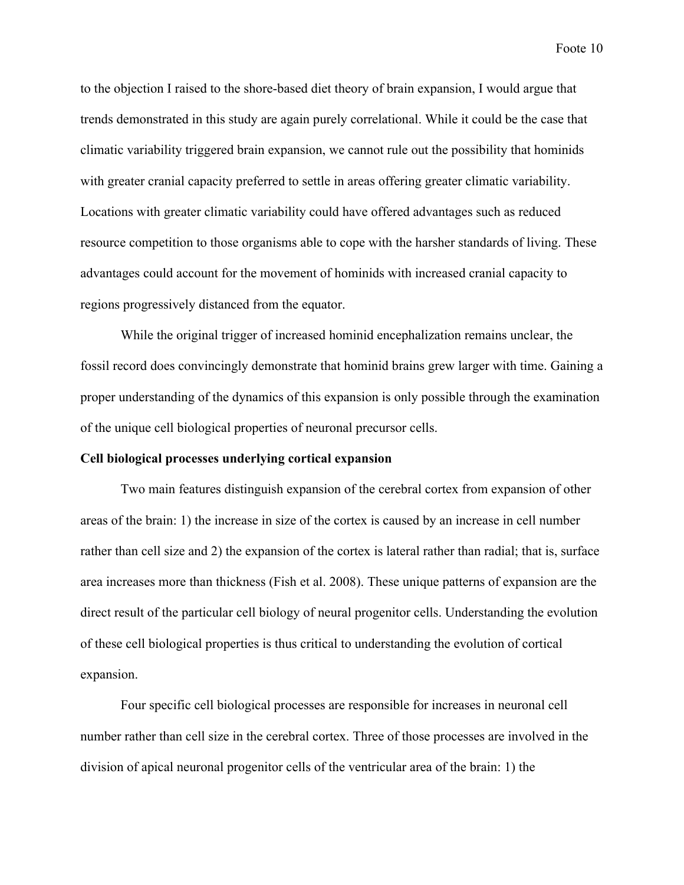to the objection I raised to the shore-based diet theory of brain expansion, I would argue that trends demonstrated in this study are again purely correlational. While it could be the case that climatic variability triggered brain expansion, we cannot rule out the possibility that hominids with greater cranial capacity preferred to settle in areas offering greater climatic variability. Locations with greater climatic variability could have offered advantages such as reduced resource competition to those organisms able to cope with the harsher standards of living. These advantages could account for the movement of hominids with increased cranial capacity to regions progressively distanced from the equator.

While the original trigger of increased hominid encephalization remains unclear, the fossil record does convincingly demonstrate that hominid brains grew larger with time. Gaining a proper understanding of the dynamics of this expansion is only possible through the examination of the unique cell biological properties of neuronal precursor cells.

**Cell biological processes underlying cortical expansion**

Two main features distinguish expansion of the cerebral cortex from expansion of other areas of the brain: 1) the increase in size of the cortex is caused by an increase in cell number rather than cell size and 2) the expansion of the cortex is lateral rather than radial; that is, surface area increases more than thickness (Fish et al. 2008). These unique patterns of expansion are the direct result of the particular cell biology of neural progenitor cells. Understanding the evolution of these cell biological properties is thus critical to understanding the evolution of cortical expansion.

Four specific cell biological processes are responsible for increases in neuronal cell number rather than cell size in the cerebral cortex. Three of those processes are involved in the division of apical neuronal progenitor cells of the ventricular area of the brain: 1) the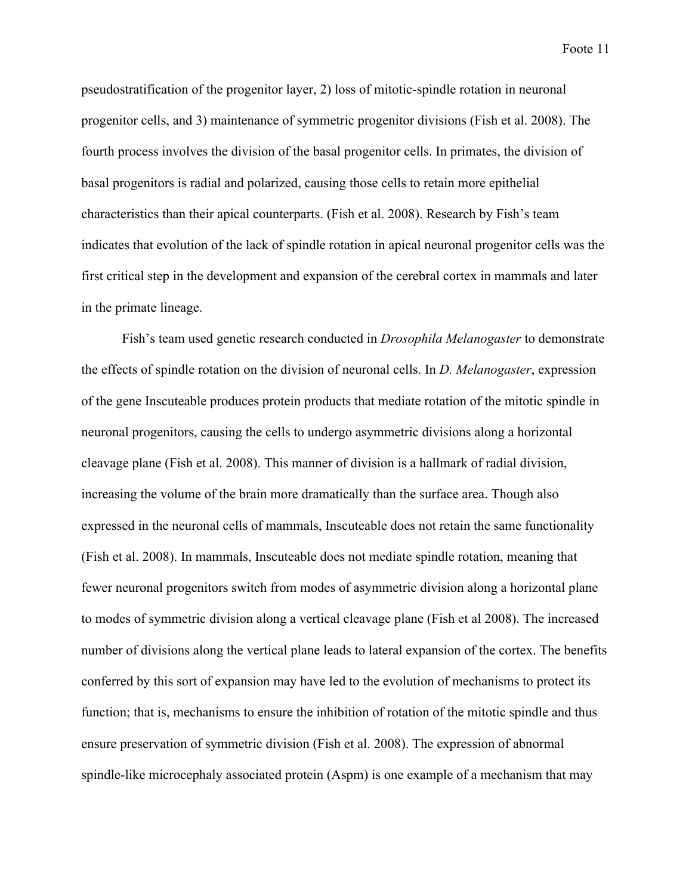pseudostratification of the progenitor layer, 2) loss of mitotic-spindle rotation in neuronal progenitor cells, and 3) maintenance of symmetric progenitor divisions (Fish et al. 2008). The fourth process involves the division of the basal progenitor cells. In primates, the division of basal progenitors is radial and polarized, causing those cells to retain more epithelial characteristics than their apical counterparts. (Fish et al. 2008). Research by Fish's team indicates that evolution of the lack of spindle rotation in apical neuronal progenitor cells was the first critical step in the development and expansion of the cerebral cortex in mammals and later in the primate lineage.

Fish's team used genetic research conducted in *Drosophila Melanogaster* to demonstrate the effects of spindle rotation on the division of neuronal cells. In *D. Melanogaster*, expression of the gene Inscuteable produces protein products that mediate rotation of the mitotic spindle in neuronal progenitors, causing the cells to undergo asymmetric divisions along a horizontal cleavage plane (Fish et al. 2008). This manner of division is a hallmark of radial division, increasing the volume of the brain more dramatically than the surface area. Though also expressed in the neuronal cells of mammals, Inscuteable does not retain the same functionality (Fish et al. 2008). In mammals, Inscuteable does not mediate spindle rotation, meaning that fewer neuronal progenitors switch from modes of asymmetric division along a horizontal plane to modes of symmetric division along a vertical cleavage plane (Fish et al 2008). The increased number of divisions along the vertical plane leads to lateral expansion of the cortex. The benefits conferred by this sort of expansion may have led to the evolution of mechanisms to protect its function; that is, mechanisms to ensure the inhibition of rotation of the mitotic spindle and thus ensure preservation of symmetric division (Fish et al. 2008). The expression of abnormal spindle-like microcephaly associated protein (Aspm) is one example of a mechanism that may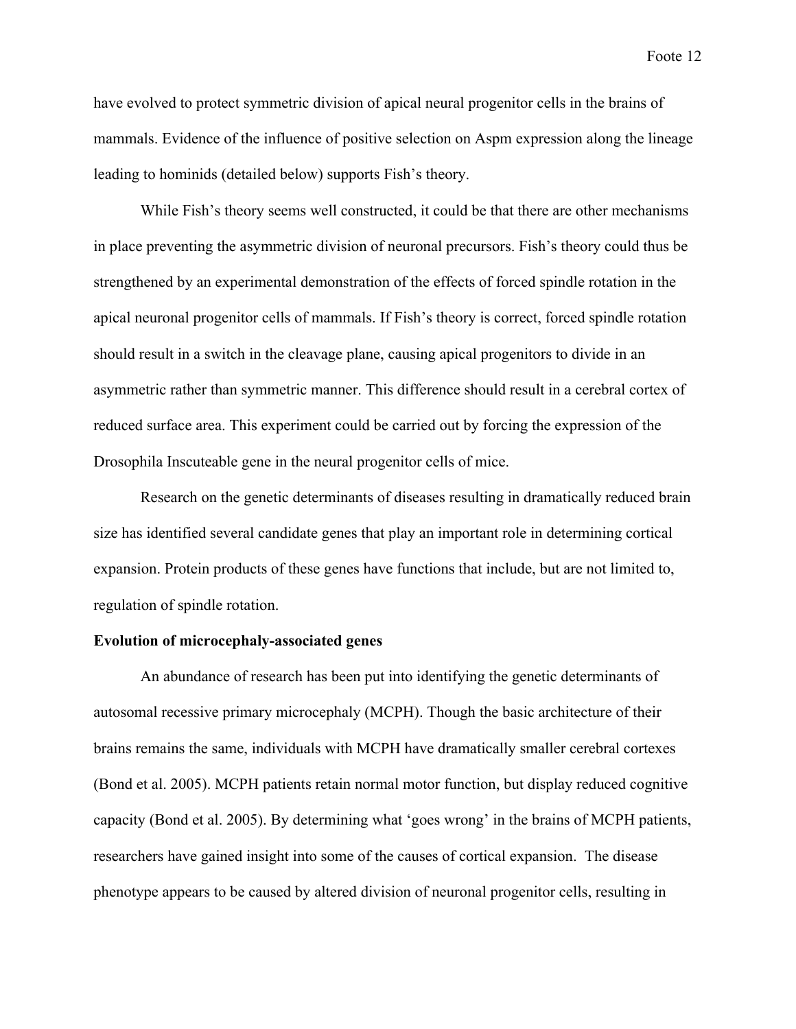have evolved to protect symmetric division of apical neural progenitor cells in the brains of mammals. Evidence of the influence of positive selection on Aspm expression along the lineage leading to hominids (detailed below) supports Fish's theory.

While Fish's theory seems well constructed, it could be that there are other mechanisms in place preventing the asymmetric division of neuronal precursors. Fish's theory could thus be strengthened by an experimental demonstration of the effects of forced spindle rotation in the apical neuronal progenitor cells of mammals. If Fish's theory is correct, forced spindle rotation should result in a switch in the cleavage plane, causing apical progenitors to divide in an asymmetric rather than symmetric manner. This difference should result in a cerebral cortex of reduced surface area. This experiment could be carried out by forcing the expression of the Drosophila Inscuteable gene in the neural progenitor cells of mice.

Research on the genetic determinants of diseases resulting in dramatically reduced brain size has identified several candidate genes that play an important role in determining cortical expansion. Protein products of these genes have functions that include, but are not limited to, regulation of spindle rotation.

**Evolution of microcephaly-associated genes**

An abundance of research has been put into identifying the genetic determinants of autosomal recessive primary microcephaly (MCPH). Though the basic architecture of their brains remains the same, individuals with MCPH have dramatically smaller cerebral cortexes (Bond et al. 2005). MCPH patients retain normal motor function, but display reduced cognitive capacity (Bond et al. 2005). By determining what 'goes wrong' in the brains of MCPH patients, researchers have gained insight into some of the causes of cortical expansion. The disease phenotype appears to be caused by altered division of neuronal progenitor cells, resulting in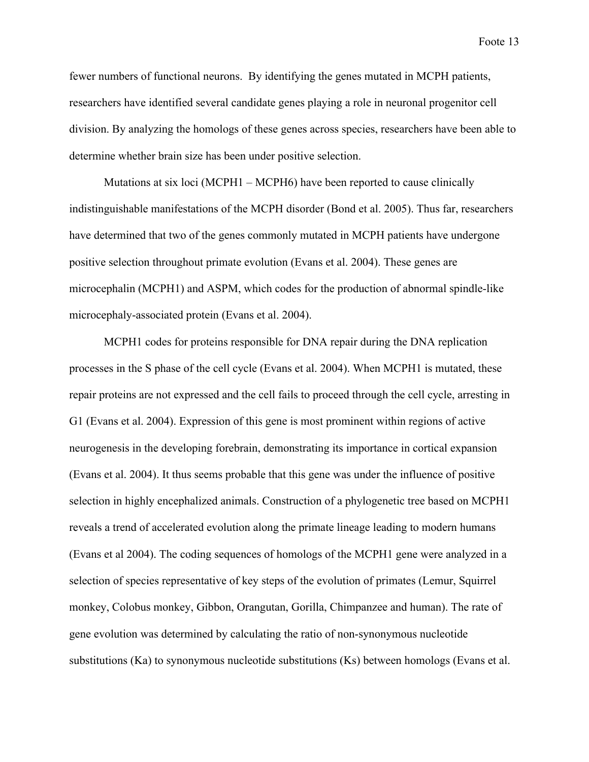fewer numbers of functional neurons. By identifying the genes mutated in MCPH patients, researchers have identified several candidate genes playing a role in neuronal progenitor cell division. By analyzing the homologs of these genes across species, researchers have been able to determine whether brain size has been under positive selection.

Mutations at six loci (MCPH1 – MCPH6) have been reported to cause clinically indistinguishable manifestations of the MCPH disorder (Bond et al. 2005). Thus far, researchers have determined that two of the genes commonly mutated in MCPH patients have undergone positive selection throughout primate evolution (Evans et al. 2004). These genes are microcephalin (MCPH1) and ASPM, which codes for the production of abnormal spindle-like microcephaly-associated protein (Evans et al. 2004).

MCPH1 codes for proteins responsible for DNA repair during the DNA replication processes in the S phase of the cell cycle (Evans et al. 2004). When MCPH1 is mutated, these repair proteins are not expressed and the cell fails to proceed through the cell cycle, arresting in G1 (Evans et al. 2004). Expression of this gene is most prominent within regions of active neurogenesis in the developing forebrain, demonstrating its importance in cortical expansion (Evans et al. 2004). It thus seems probable that this gene was under the influence of positive selection in highly encephalized animals. Construction of a phylogenetic tree based on MCPH1 reveals a trend of accelerated evolution along the primate lineage leading to modern humans (Evans et al 2004). The coding sequences of homologs of the MCPH1 gene were analyzed in a selection of species representative of key steps of the evolution of primates (Lemur, Squirrel monkey, Colobus monkey, Gibbon, Orangutan, Gorilla, Chimpanzee and human). The rate of gene evolution was determined by calculating the ratio of non-synonymous nucleotide substitutions (Ka) to synonymous nucleotide substitutions (Ks) between homologs (Evans et al.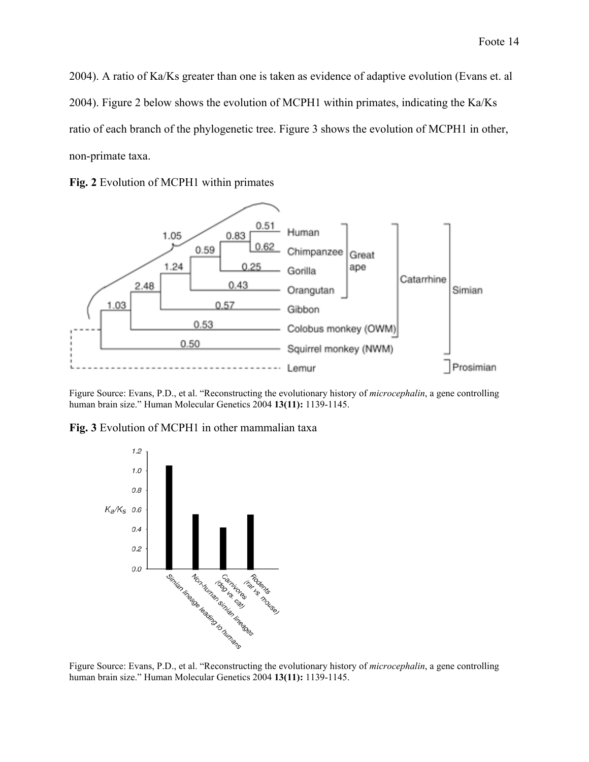2004). A ratio of Ka/Ks greater than one is taken as evidence of adaptive evolution (Evans et. al 2004). Figure 2 below shows the evolution of MCPH1 within primates, indicating the Ka/Ks ratio of each branch of the phylogenetic tree. Figure 3 shows the evolution of MCPH1 in other, non-primate taxa.

**Fig. 2** Evolution of MCPH1 within primates

Figure Source: Evans, P.D., et al. "Reconstructing the evolutionary history of *microcephalin*, a gene controlling human brain size." Human Molecular Genetics 2004 **13(11):** 1139-1145.

**Fig. 3** Evolution of MCPH1 in other mammalian taxa

Figure Source: Evans, P.D., et al. "Reconstructing the evolutionary history of *microcephalin*, a gene controlling human brain size." Human Molecular Genetics 2004 **13(11):** 1139-1145.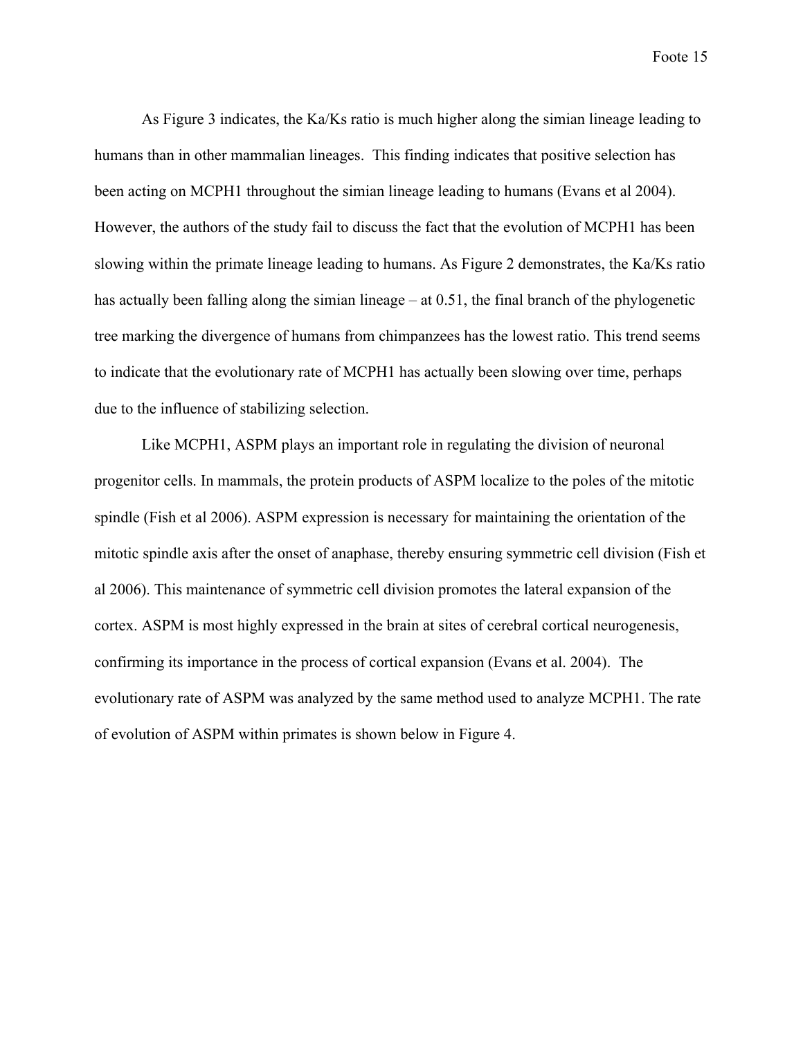As Figure 3 indicates, the Ka/Ks ratio is much higher along the simian lineage leading to humans than in other mammalian lineages. This finding indicates that positive selection has been acting on MCPH1 throughout the simian lineage leading to humans (Evans et al 2004). However, the authors of the study fail to discuss the fact that the evolution of MCPH1 has been slowing within the primate lineage leading to humans. As Figure 2 demonstrates, the Ka/Ks ratio has actually been falling along the simian lineage – at 0.51, the final branch of the phylogenetic tree marking the divergence of humans from chimpanzees has the lowest ratio. This trend seems to indicate that the evolutionary rate of MCPH1 has actually been slowing over time, perhaps due to the influence of stabilizing selection.

Like MCPH1, ASPM plays an important role in regulating the division of neuronal progenitor cells. In mammals, the protein products of ASPM localize to the poles of the mitotic spindle (Fish et al 2006). ASPM expression is necessary for maintaining the orientation of the mitotic spindle axis after the onset of anaphase, thereby ensuring symmetric cell division (Fish et al 2006). This maintenance of symmetric cell division promotes the lateral expansion of the cortex. ASPM is most highly expressed in the brain at sites of cerebral cortical neurogenesis, confirming its importance in the process of cortical expansion (Evans et al. 2004). The evolutionary rate of ASPM was analyzed by the same method used to analyze MCPH1. The rate of evolution of ASPM within primates is shown below in Figure 4.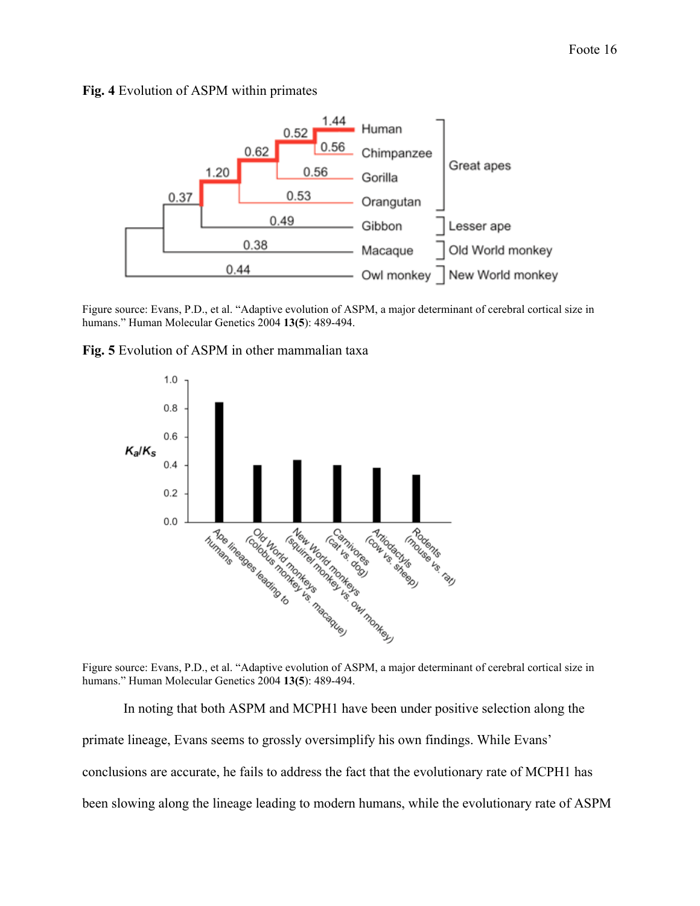**Fig. 4** Evolution of ASPM within primates

Figure source: Evans, P.D., et al. "Adaptive evolution of ASPM, a major determinant of cerebral cortical size in humans." Human Molecular Genetics 2004 **13(5)**: 489-494.

**Fig. 5** Evolution of ASPM in other mammalian taxa

Figure source: Evans, P.D., et al. "Adaptive evolution of ASPM, a major determinant of cerebral cortical size in humans." Human Molecular Genetics 2004 **13(5)**: 489-494.

In noting that both ASPM and MCPH1 have been under positive selection along the primate lineage, Evans seems to grossly oversimplify his own findings. While Evans' conclusions are accurate, he fails to address the fact that the evolutionary rate of MCPH1 has been slowing along the lineage leading to modern humans, while the evolutionary rate of ASPM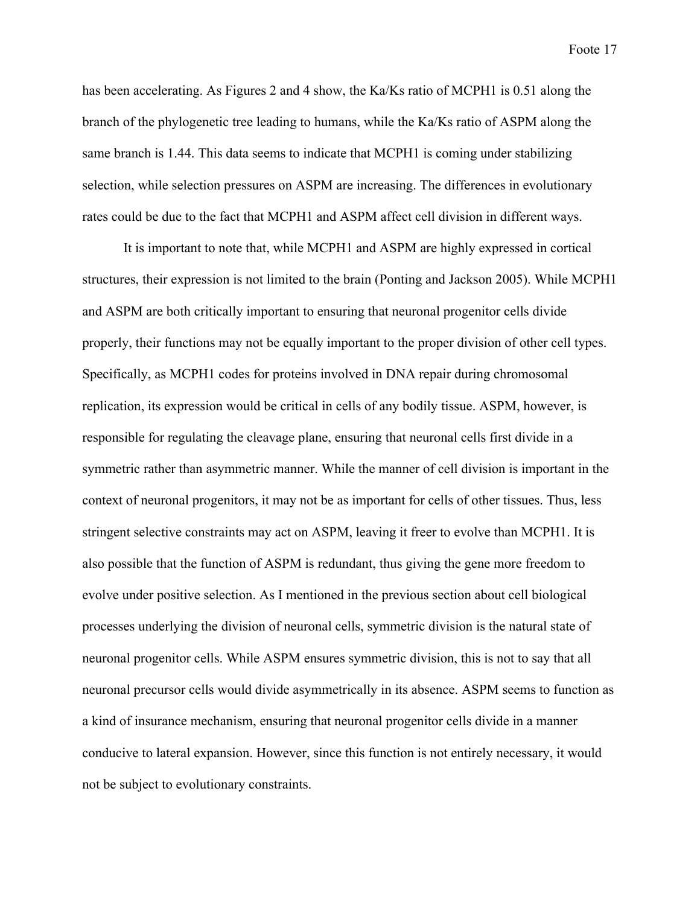has been accelerating. As Figures 2 and 4 show, the Ka/Ks ratio of MCPH1 is 0.51 along the branch of the phylogenetic tree leading to humans, while the Ka/Ks ratio of ASPM along the same branch is 1.44. This data seems to indicate that MCPH1 is coming under stabilizing selection, while selection pressures on ASPM are increasing. The differences in evolutionary rates could be due to the fact that MCPH1 and ASPM affect cell division in different ways.

It is important to note that, while MCPH1 and ASPM are highly expressed in cortical structures, their expression is not limited to the brain (Ponting and Jackson 2005). While MCPH1 and ASPM are both critically important to ensuring that neuronal progenitor cells divide properly, their functions may not be equally important to the proper division of other cell types. Specifically, as MCPH1 codes for proteins involved in DNA repair during chromosomal replication, its expression would be critical in cells of any bodily tissue. ASPM, however, is responsible for regulating the cleavage plane, ensuring that neuronal cells first divide in a symmetric rather than asymmetric manner. While the manner of cell division is important in the context of neuronal progenitors, it may not be as important for cells of other tissues. Thus, less stringent selective constraints may act on ASPM, leaving it freer to evolve than MCPH1. It is also possible that the function of ASPM is redundant, thus giving the gene more freedom to evolve under positive selection. As I mentioned in the previous section about cell biological processes underlying the division of neuronal cells, symmetric division is the natural state of neuronal progenitor cells. While ASPM ensures symmetric division, this is not to say that all neuronal precursor cells would divide asymmetrically in its absence. ASPM seems to function as a kind of insurance mechanism, ensuring that neuronal progenitor cells divide in a manner conducive to lateral expansion. However, since this function is not entirely necessary, it would not be subject to evolutionary constraints.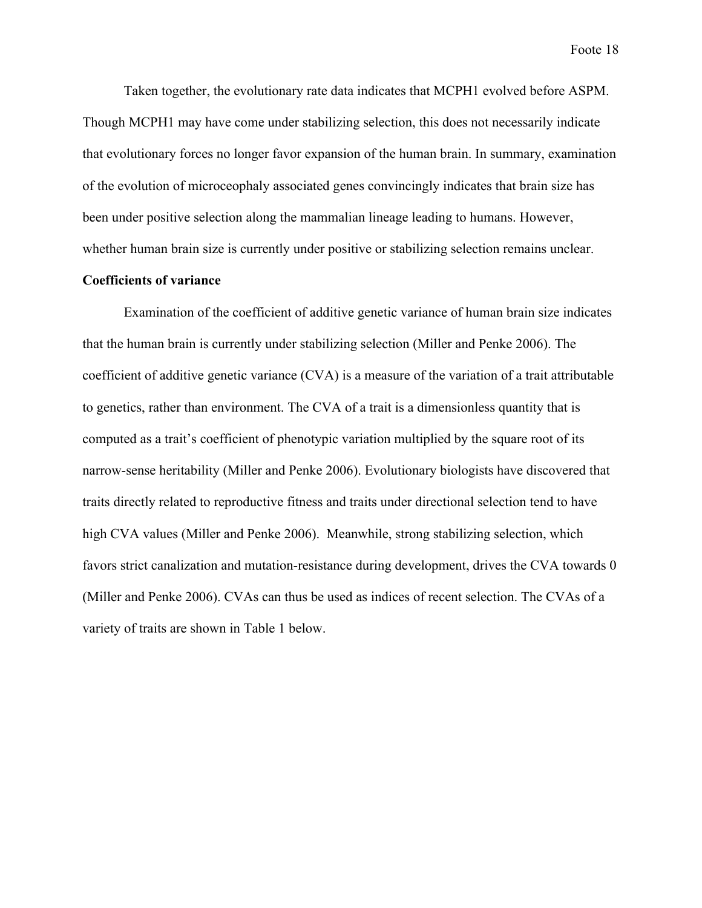Taken together, the evolutionary rate data indicates that MCPH1 evolved before ASPM. Though MCPH1 may have come under stabilizing selection, this does not necessarily indicate that evolutionary forces no longer favor expansion of the human brain. In summary, examination of the evolution of microceophaly associated genes convincingly indicates that brain size has been under positive selection along the mammalian lineage leading to humans. However, whether human brain size is currently under positive or stabilizing selection remains unclear.

**Coefficients of variance**

Examination of the coefficient of additive genetic variance of human brain size indicates that the human brain is currently under stabilizing selection (Miller and Penke 2006). The coefficient of additive genetic variance (CVA) is a measure of the variation of a trait attributable to genetics, rather than environment. The CVA of a trait is a dimensionless quantity that is computed as a trait's coefficient of phenotypic variation multiplied by the square root of its narrow-sense heritability (Miller and Penke 2006). Evolutionary biologists have discovered that traits directly related to reproductive fitness and traits under directional selection tend to have high CVA values (Miller and Penke 2006). Meanwhile, strong stabilizing selection, which favors strict canalization and mutation-resistance during development, drives the CVA towards 0 (Miller and Penke 2006). CVAs can thus be used as indices of recent selection. The CVAs of a variety of traits are shown in Table 1 below.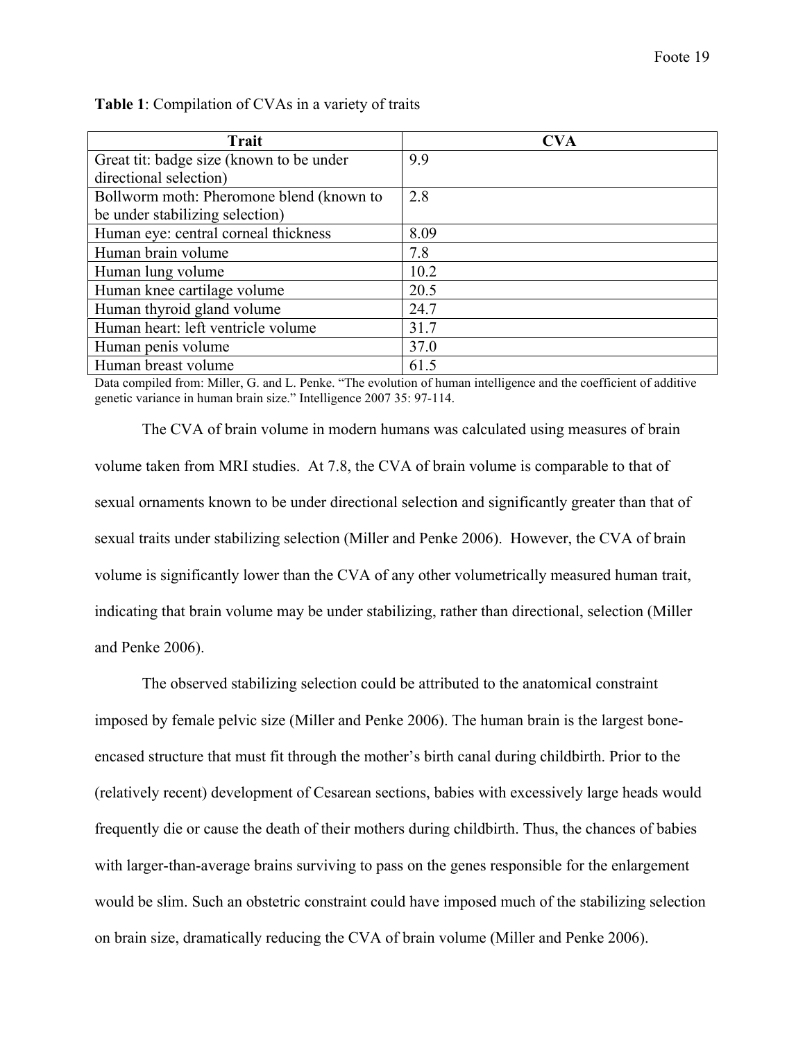**Table 1**: Compilation of CVAs in a variety of traits

| Trait | CVA |
|---|---|
| Great tit: badge size (known to be under directional selection) | 9.9 |
| Bollworm moth: Pheromone blend (known to be under stabilizing selection) | 2.8 |
| Human eye: central corneal thickness | 8.09 |
| Human brain volume | 7.8 |
| Human lung volume | 10.2 |
| Human knee cartilage volume | 20.5 |
| Human thyroid gland volume | 24.7 |
| Human heart: left ventricle volume | 31.7 |
| Human penis volume | 37.0 |
| Human breast volume | 61.5 |

Data compiled from: Miller, G. and L. Penke. "The evolution of human intelligence and the coefficient of additive genetic variance in human brain size." Intelligence 2007 35: 97-114.

The CVA of brain volume in modern humans was calculated using measures of brain volume taken from MRI studies. At 7.8, the CVA of brain volume is comparable to that of sexual ornaments known to be under directional selection and significantly greater than that of sexual traits under stabilizing selection (Miller and Penke 2006). However, the CVA of brain volume is significantly lower than the CVA of any other volumetrically measured human trait, indicating that brain volume may be under stabilizing, rather than directional, selection (Miller and Penke 2006).

The observed stabilizing selection could be attributed to the anatomical constraint imposed by female pelvic size (Miller and Penke 2006). The human brain is the largest bone-encased structure that must fit through the mother's birth canal during childbirth. Prior to the (relatively recent) development of Cesarean sections, babies with excessively large heads would frequently die or cause the death of their mothers during childbirth. Thus, the chances of babies with larger-than-average brains surviving to pass on the genes responsible for the enlargement would be slim. Such an obstetric constraint could have imposed much of the stabilizing selection on brain size, dramatically reducing the CVA of brain volume (Miller and Penke 2006).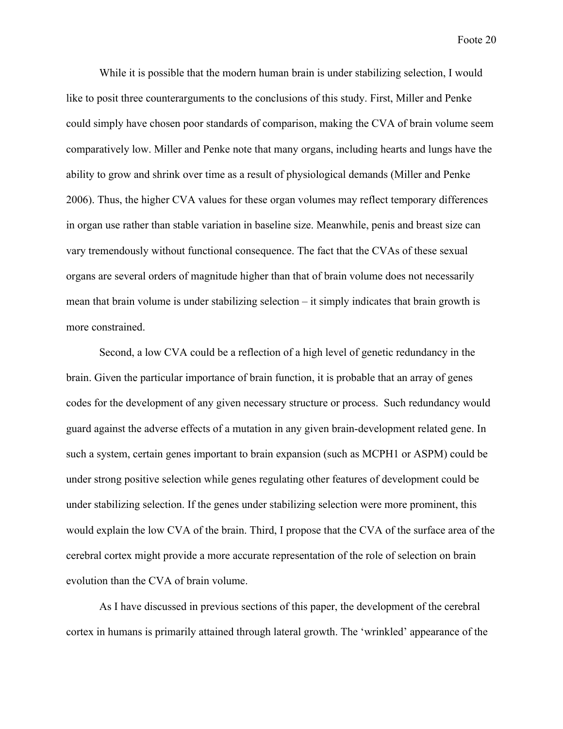While it is possible that the modern human brain is under stabilizing selection, I would like to posit three counterarguments to the conclusions of this study. First, Miller and Penke could simply have chosen poor standards of comparison, making the CVA of brain volume seem comparatively low. Miller and Penke note that many organs, including hearts and lungs have the ability to grow and shrink over time as a result of physiological demands (Miller and Penke 2006). Thus, the higher CVA values for these organ volumes may reflect temporary differences in organ use rather than stable variation in baseline size. Meanwhile, penis and breast size can vary tremendously without functional consequence. The fact that the CVAs of these sexual organs are several orders of magnitude higher than that of brain volume does not necessarily mean that brain volume is under stabilizing selection – it simply indicates that brain growth is more constrained.

Second, a low CVA could be a reflection of a high level of genetic redundancy in the brain. Given the particular importance of brain function, it is probable that an array of genes codes for the development of any given necessary structure or process. Such redundancy would guard against the adverse effects of a mutation in any given brain-development related gene. In such a system, certain genes important to brain expansion (such as MCPH1 or ASPM) could be under strong positive selection while genes regulating other features of development could be under stabilizing selection. If the genes under stabilizing selection were more prominent, this would explain the low CVA of the brain. Third, I propose that the CVA of the surface area of the cerebral cortex might provide a more accurate representation of the role of selection on brain evolution than the CVA of brain volume.

As I have discussed in previous sections of this paper, the development of the cerebral cortex in humans is primarily attained through lateral growth. The 'wrinkled' appearance of the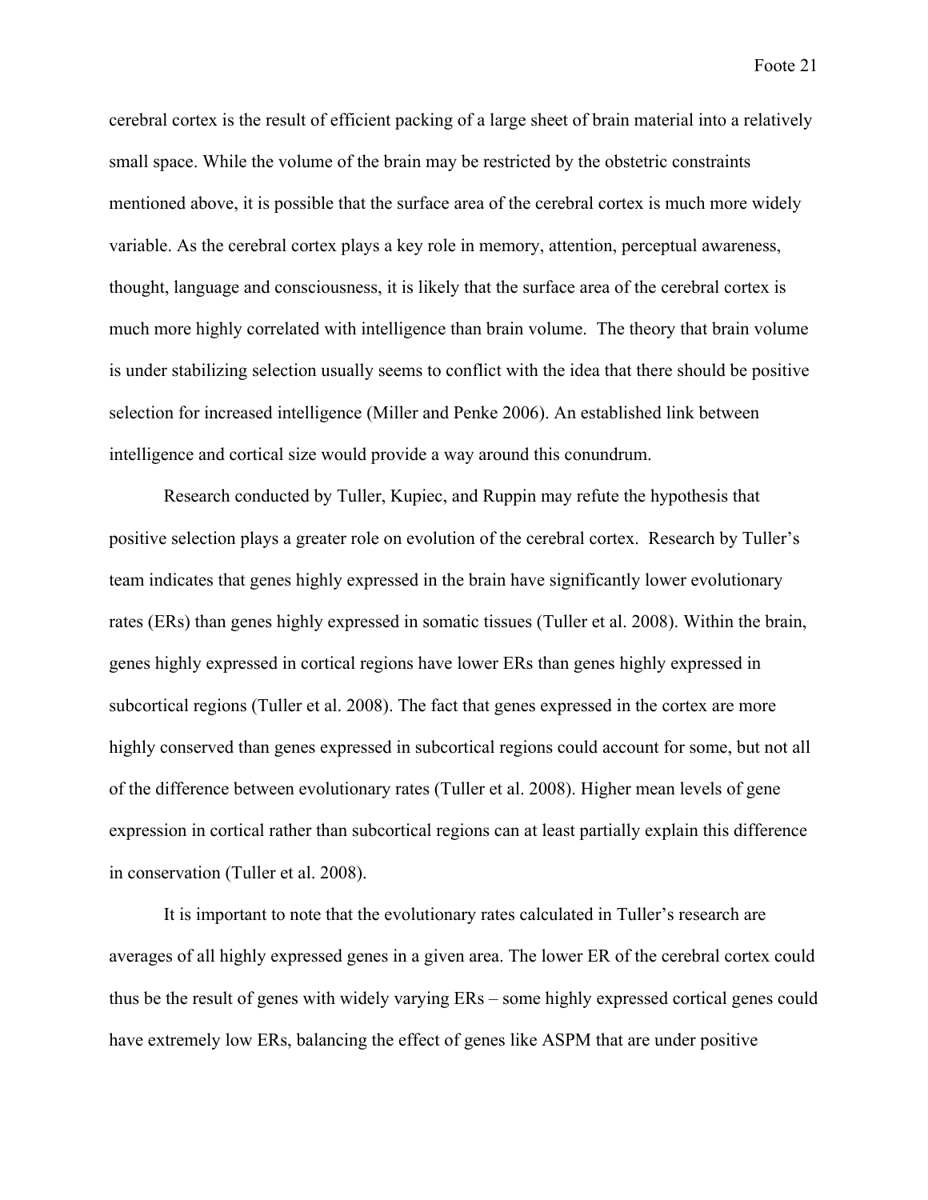cerebral cortex is the result of efficient packing of a large sheet of brain material into a relatively small space. While the volume of the brain may be restricted by the obstetric constraints mentioned above, it is possible that the surface area of the cerebral cortex is much more widely variable. As the cerebral cortex plays a key role in memory, attention, perceptual awareness, thought, language and consciousness, it is likely that the surface area of the cerebral cortex is much more highly correlated with intelligence than brain volume. The theory that brain volume is under stabilizing selection usually seems to conflict with the idea that there should be positive selection for increased intelligence (Miller and Penke 2006). An established link between intelligence and cortical size would provide a way around this conundrum.

Research conducted by Tuller, Kupiec, and Ruppin may refute the hypothesis that positive selection plays a greater role on evolution of the cerebral cortex. Research by Tuller's team indicates that genes highly expressed in the brain have significantly lower evolutionary rates (ERs) than genes highly expressed in somatic tissues (Tuller et al. 2008). Within the brain, genes highly expressed in cortical regions have lower ERs than genes highly expressed in subcortical regions (Tuller et al. 2008). The fact that genes expressed in the cortex are more highly conserved than genes expressed in subcortical regions could account for some, but not all of the difference between evolutionary rates (Tuller et al. 2008). Higher mean levels of gene expression in cortical rather than subcortical regions can at least partially explain this difference in conservation (Tuller et al. 2008).

It is important to note that the evolutionary rates calculated in Tuller's research are averages of all highly expressed genes in a given area. The lower ER of the cerebral cortex could thus be the result of genes with widely varying ERs – some highly expressed cortical genes could have extremely low ERs, balancing the effect of genes like ASPM that are under positive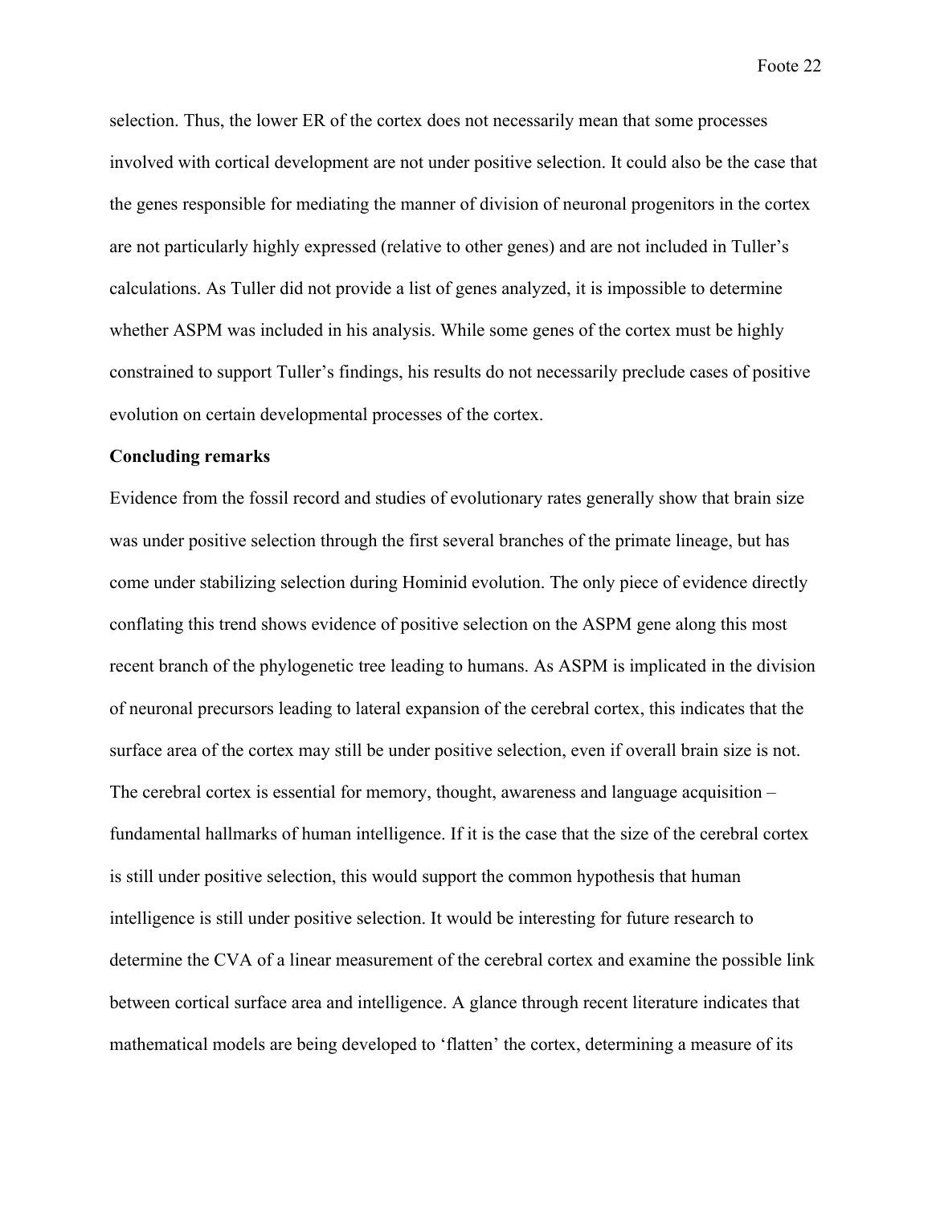selection. Thus, the lower ER of the cortex does not necessarily mean that some processes involved with cortical development are not under positive selection. It could also be the case that the genes responsible for mediating the manner of division of neuronal progenitors in the cortex are not particularly highly expressed (relative to other genes) and are not included in Tuller's calculations. As Tuller did not provide a list of genes analyzed, it is impossible to determine whether ASPM was included in his analysis. While some genes of the cortex must be highly constrained to support Tuller's findings, his results do not necessarily preclude cases of positive evolution on certain developmental processes of the cortex.

**Concluding remarks**

Evidence from the fossil record and studies of evolutionary rates generally show that brain size was under positive selection through the first several branches of the primate lineage, but has come under stabilizing selection during Hominid evolution. The only piece of evidence directly conflating this trend shows evidence of positive selection on the ASPM gene along this most recent branch of the phylogenetic tree leading to humans. As ASPM is implicated in the division of neuronal precursors leading to lateral expansion of the cerebral cortex, this indicates that the surface area of the cortex may still be under positive selection, even if overall brain size is not. The cerebral cortex is essential for memory, thought, awareness and language acquisition – fundamental hallmarks of human intelligence. If it is the case that the size of the cerebral cortex is still under positive selection, this would support the common hypothesis that human intelligence is still under positive selection. It would be interesting for future research to determine the CVA of a linear measurement of the cerebral cortex and examine the possible link between cortical surface area and intelligence. A glance through recent literature indicates that mathematical models are being developed to 'flatten' the cortex, determining a measure of its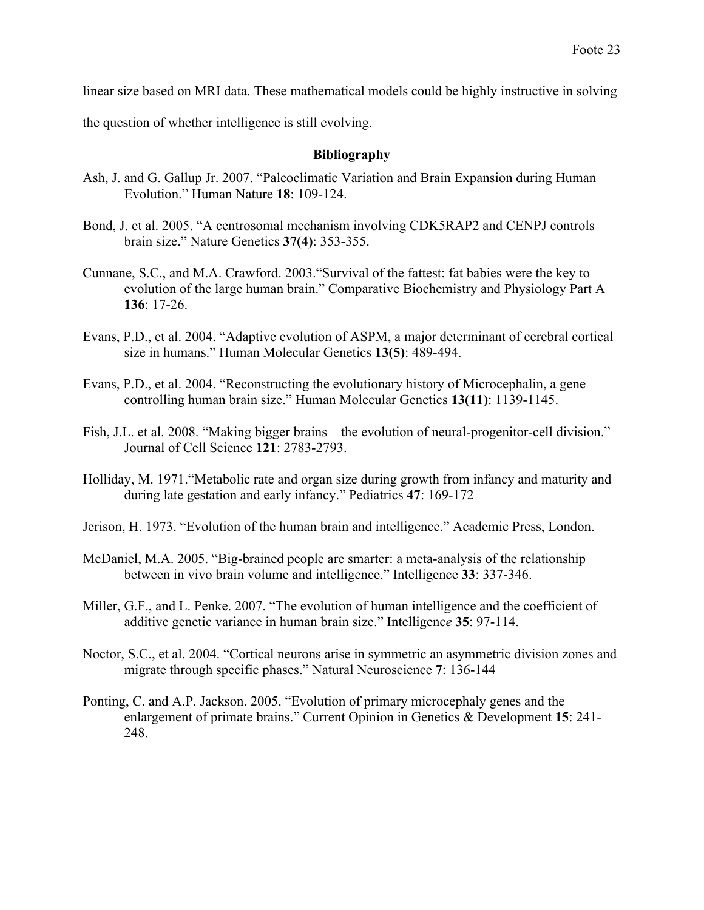linear size based on MRI data. These mathematical models could be highly instructive in solving the question of whether intelligence is still evolving.

## Bibliography

Ash, J. and G. Gallup Jr. 2007. "Paleoclimatic Variation and Brain Expansion during Human Evolution." Human Nature **18**: 109-124.

Bond, J. et al. 2005. "A centrosomal mechanism involving CDK5RAP2 and CENPJ controls brain size." Nature Genetics **37(4)**: 353-355.

Cunnane, S.C., and M.A. Crawford. 2003."Survival of the fattest: fat babies were the key to evolution of the large human brain." Comparative Biochemistry and Physiology Part A **136**: 17-26.

Evans, P.D., et al. 2004. "Adaptive evolution of ASPM, a major determinant of cerebral cortical size in humans." Human Molecular Genetics **13(5)**: 489-494.

Evans, P.D., et al. 2004. "Reconstructing the evolutionary history of Microcephalin, a gene controlling human brain size." Human Molecular Genetics **13(11)**: 1139-1145.

Fish, J.L. et al. 2008. "Making bigger brains – the evolution of neural-progenitor-cell division." Journal of Cell Science **121**: 2783-2793.

Holliday, M. 1971."Metabolic rate and organ size during growth from infancy and maturity and during late gestation and early infancy." Pediatrics **47**: 169-172

Jerison, H. 1973. "Evolution of the human brain and intelligence." Academic Press, London.

McDaniel, M.A. 2005. "Big-brained people are smarter: a meta-analysis of the relationship between in vivo brain volume and intelligence." Intelligence **33**: 337-346.

Miller, G.F., and L. Penke. 2007. "The evolution of human intelligence and the coefficient of additive genetic variance in human brain size." Intelligenc*e* **35**: 97-114.

Noctor, S.C., et al. 2004. "Cortical neurons arise in symmetric an asymmetric division zones and migrate through specific phases." Natural Neuroscience **7**: 136-144

Ponting, C. and A.P. Jackson. 2005. "Evolution of primary microcephaly genes and the enlargement of primate brains." Current Opinion in Genetics & Development **15**: 241-248.